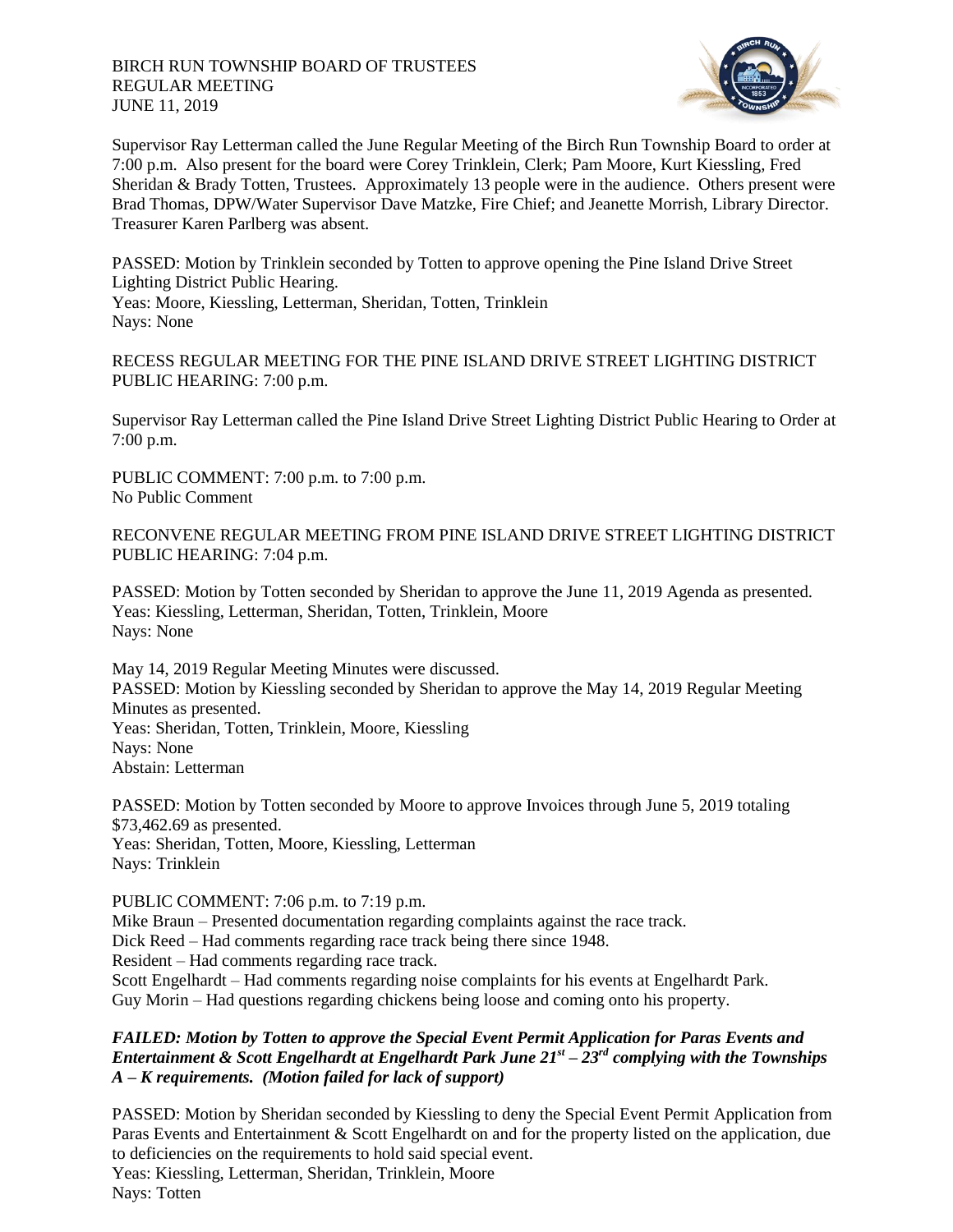BIRCH RUN TOWNSHIP BOARD OF TRUSTEES
REGULAR MEETING
JUNE 11, 2019

Supervisor Ray Letterman called the June Regular Meeting of the Birch Run Township Board to order at 7:00 p.m. Also present for the board were Corey Trinklein, Clerk; Pam Moore, Kurt Kiessling, Fred Sheridan & Brady Totten, Trustees. Approximately 13 people were in the audience. Others present were Brad Thomas, DPW/Water Supervisor Dave Matzke, Fire Chief; and Jeanette Morrish, Library Director. Treasurer Karen Parlberg was absent.

PASSED: Motion by Trinklein seconded by Totten to approve opening the Pine Island Drive Street Lighting District Public Hearing.
Yeas: Moore, Kiessling, Letterman, Sheridan, Totten, Trinklein
Nays: None

RECESS REGULAR MEETING FOR THE PINE ISLAND DRIVE STREET LIGHTING DISTRICT PUBLIC HEARING: 7:00 p.m.

Supervisor Ray Letterman called the Pine Island Drive Street Lighting District Public Hearing to Order at 7:00 p.m.

PUBLIC COMMENT: 7:00 p.m. to 7:00 p.m.
No Public Comment

RECONVENE REGULAR MEETING FROM PINE ISLAND DRIVE STREET LIGHTING DISTRICT PUBLIC HEARING: 7:04 p.m.

PASSED: Motion by Totten seconded by Sheridan to approve the June 11, 2019 Agenda as presented.
Yeas: Kiessling, Letterman, Sheridan, Totten, Trinklein, Moore
Nays: None

May 14, 2019 Regular Meeting Minutes were discussed.
PASSED: Motion by Kiessling seconded by Sheridan to approve the May 14, 2019 Regular Meeting Minutes as presented.
Yeas: Sheridan, Totten, Trinklein, Moore, Kiessling
Nays: None
Abstain: Letterman

PASSED: Motion by Totten seconded by Moore to approve Invoices through June 5, 2019 totaling $73,462.69 as presented.
Yeas: Sheridan, Totten, Moore, Kiessling, Letterman
Nays: Trinklein

PUBLIC COMMENT: 7:06 p.m. to 7:19 p.m.
Mike Braun – Presented documentation regarding complaints against the race track.
Dick Reed – Had comments regarding race track being there since 1948.
Resident – Had comments regarding race track.
Scott Engelhardt – Had comments regarding noise complaints for his events at Engelhardt Park.
Guy Morin – Had questions regarding chickens being loose and coming onto his property.

***FAILED: Motion by Totten to approve the Special Event Permit Application for Paras Events and Entertainment & Scott Engelhardt at Engelhardt Park June 21st – 23rd complying with the Townships A – K requirements. (Motion failed for lack of support)***

PASSED: Motion by Sheridan seconded by Kiessling to deny the Special Event Permit Application from Paras Events and Entertainment & Scott Engelhardt on and for the property listed on the application, due to deficiencies on the requirements to hold said special event.
Yeas: Kiessling, Letterman, Sheridan, Trinklein, Moore
Nays: Totten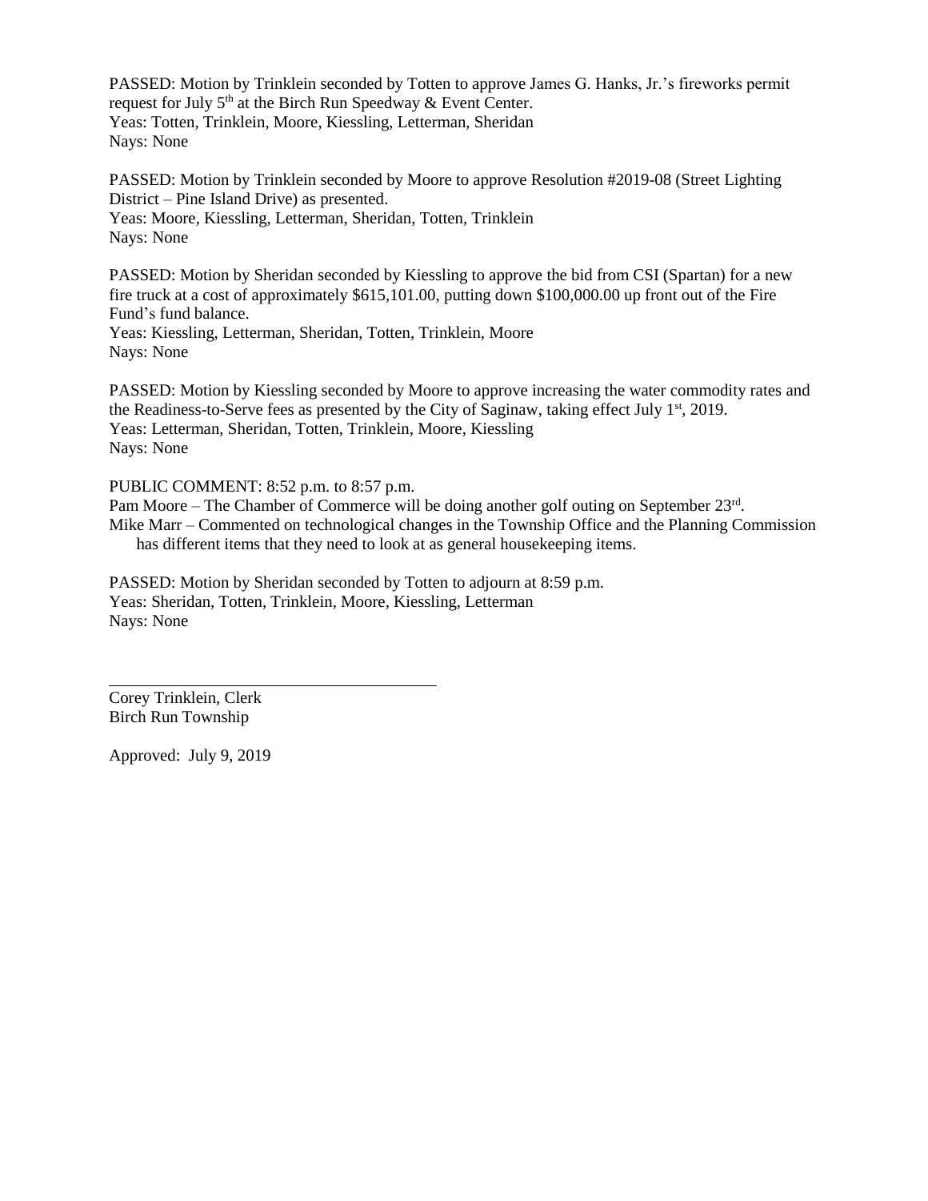PASSED: Motion by Trinklein seconded by Totten to approve James G. Hanks, Jr.'s fireworks permit request for July 5th at the Birch Run Speedway & Event Center.
Yeas: Totten, Trinklein, Moore, Kiessling, Letterman, Sheridan
Nays: None

PASSED: Motion by Trinklein seconded by Moore to approve Resolution #2019-08 (Street Lighting District – Pine Island Drive) as presented.
Yeas: Moore, Kiessling, Letterman, Sheridan, Totten, Trinklein
Nays: None

PASSED: Motion by Sheridan seconded by Kiessling to approve the bid from CSI (Spartan) for a new fire truck at a cost of approximately $615,101.00, putting down $100,000.00 up front out of the Fire Fund's fund balance.
Yeas: Kiessling, Letterman, Sheridan, Totten, Trinklein, Moore
Nays: None

PASSED: Motion by Kiessling seconded by Moore to approve increasing the water commodity rates and the Readiness-to-Serve fees as presented by the City of Saginaw, taking effect July 1st, 2019.
Yeas: Letterman, Sheridan, Totten, Trinklein, Moore, Kiessling
Nays: None

PUBLIC COMMENT: 8:52 p.m. to 8:57 p.m.
Pam Moore – The Chamber of Commerce will be doing another golf outing on September 23rd.
Mike Marr – Commented on technological changes in the Township Office and the Planning Commission has different items that they need to look at as general housekeeping items.

PASSED: Motion by Sheridan seconded by Totten to adjourn at 8:59 p.m.
Yeas: Sheridan, Totten, Trinklein, Moore, Kiessling, Letterman
Nays: None

Corey Trinklein, Clerk
Birch Run Township

Approved: July 9, 2019